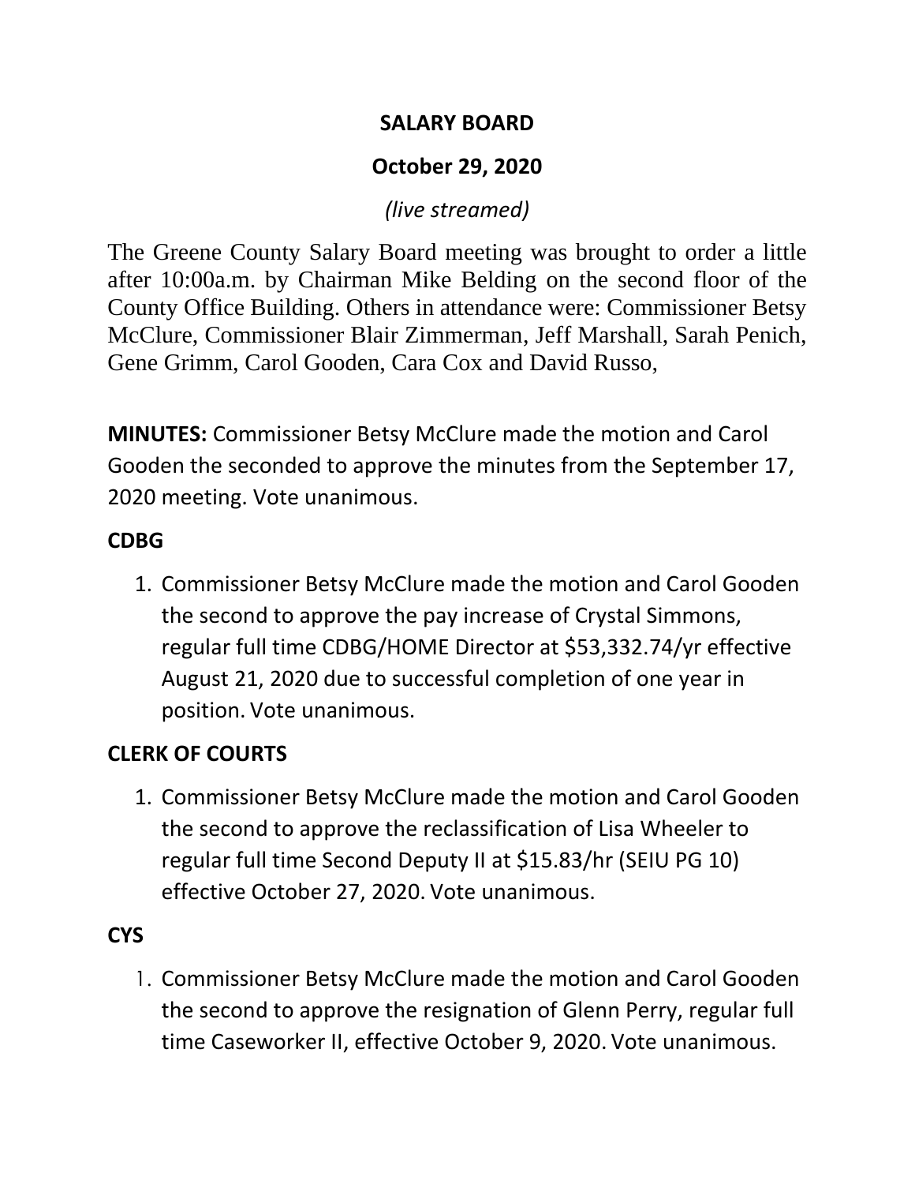# SALARY BOARD

## October 29, 2020

*(live streamed)*

The Greene County Salary Board meeting was brought to order a little after 10:00a.m. by Chairman Mike Belding on the second floor of the County Office Building. Others in attendance were: Commissioner Betsy McClure, Commissioner Blair Zimmerman, Jeff Marshall, Sarah Penich, Gene Grimm, Carol Gooden, Cara Cox and David Russo,

**MINUTES:** Commissioner Betsy McClure made the motion and Carol Gooden the seconded to approve the minutes from the September 17, 2020 meeting. Vote unanimous.

**CDBG**

1. Commissioner Betsy McClure made the motion and Carol Gooden the second to approve the pay increase of Crystal Simmons, regular full time CDBG/HOME Director at $53,332.74/yr effective August 21, 2020 due to successful completion of one year in position. Vote unanimous.

**CLERK OF COURTS**

1. Commissioner Betsy McClure made the motion and Carol Gooden the second to approve the reclassification of Lisa Wheeler to regular full time Second Deputy II at $15.83/hr (SEIU PG 10) effective October 27, 2020. Vote unanimous.

**CYS**

1. Commissioner Betsy McClure made the motion and Carol Gooden the second to approve the resignation of Glenn Perry, regular full time Caseworker II, effective October 9, 2020. Vote unanimous.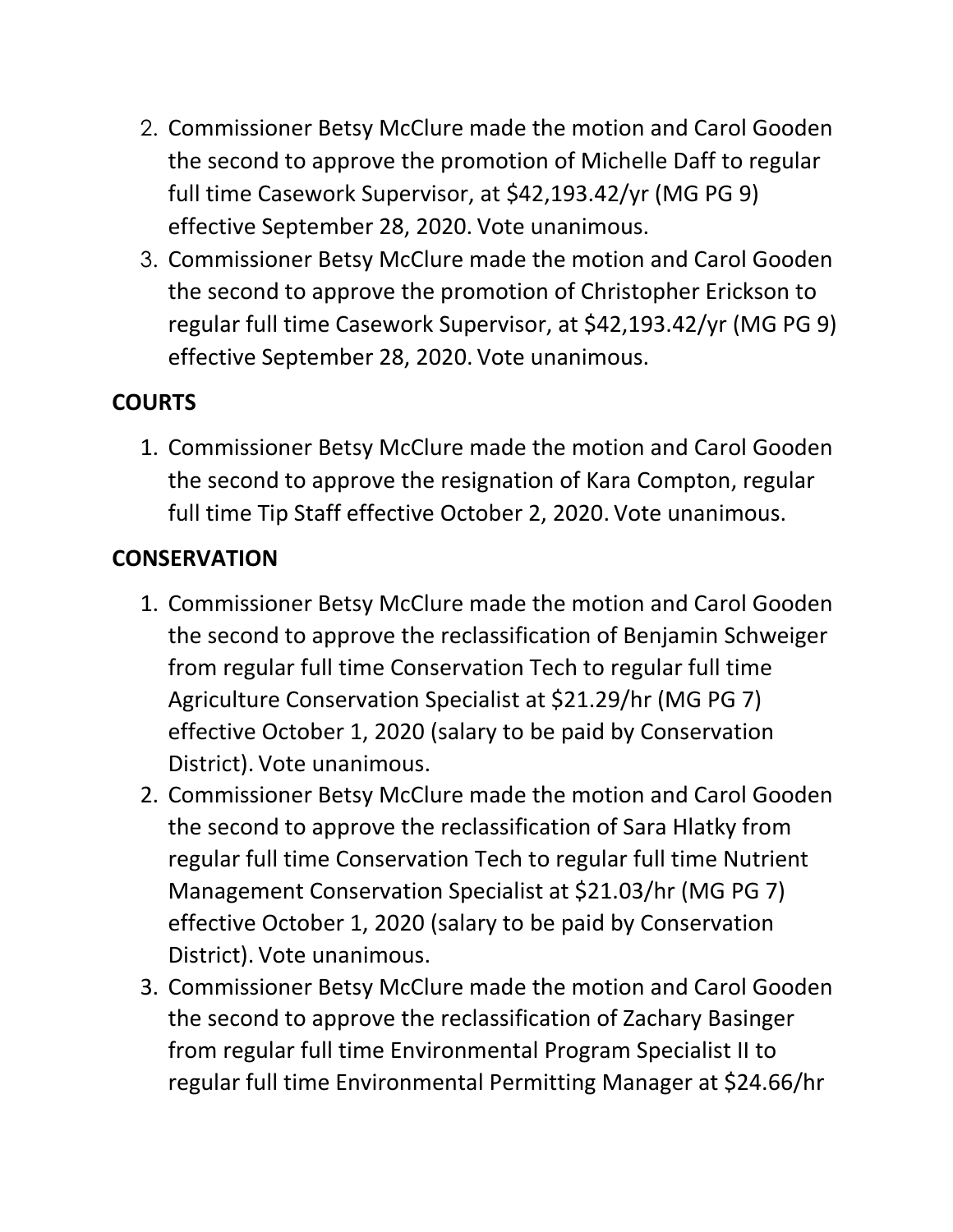2. Commissioner Betsy McClure made the motion and Carol Gooden the second to approve the promotion of Michelle Daff to regular full time Casework Supervisor, at $42,193.42/yr (MG PG 9) effective September 28, 2020. Vote unanimous.
3. Commissioner Betsy McClure made the motion and Carol Gooden the second to approve the promotion of Christopher Erickson to regular full time Casework Supervisor, at $42,193.42/yr (MG PG 9) effective September 28, 2020. Vote unanimous.

**COURTS**

1. Commissioner Betsy McClure made the motion and Carol Gooden the second to approve the resignation of Kara Compton, regular full time Tip Staff effective October 2, 2020. Vote unanimous.

**CONSERVATION**

1. Commissioner Betsy McClure made the motion and Carol Gooden the second to approve the reclassification of Benjamin Schweiger from regular full time Conservation Tech to regular full time Agriculture Conservation Specialist at $21.29/hr (MG PG 7) effective October 1, 2020 (salary to be paid by Conservation District). Vote unanimous.
2. Commissioner Betsy McClure made the motion and Carol Gooden the second to approve the reclassification of Sara Hlatky from regular full time Conservation Tech to regular full time Nutrient Management Conservation Specialist at $21.03/hr (MG PG 7) effective October 1, 2020 (salary to be paid by Conservation District). Vote unanimous.
3. Commissioner Betsy McClure made the motion and Carol Gooden the second to approve the reclassification of Zachary Basinger from regular full time Environmental Program Specialist II to regular full time Environmental Permitting Manager at $24.66/hr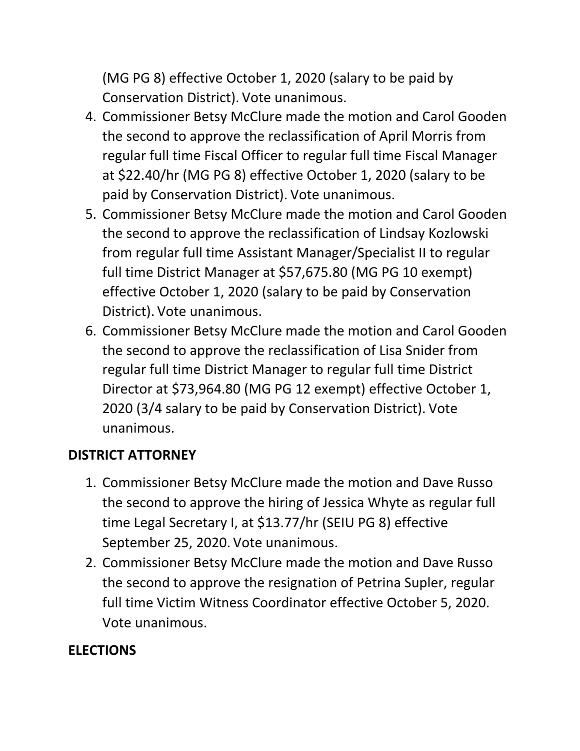(MG PG 8) effective October 1, 2020 (salary to be paid by Conservation District). Vote unanimous.

4. Commissioner Betsy McClure made the motion and Carol Gooden the second to approve the reclassification of April Morris from regular full time Fiscal Officer to regular full time Fiscal Manager at $22.40/hr (MG PG 8) effective October 1, 2020 (salary to be paid by Conservation District). Vote unanimous.
5. Commissioner Betsy McClure made the motion and Carol Gooden the second to approve the reclassification of Lindsay Kozlowski from regular full time Assistant Manager/Specialist II to regular full time District Manager at $57,675.80 (MG PG 10 exempt) effective October 1, 2020 (salary to be paid by Conservation District). Vote unanimous.
6. Commissioner Betsy McClure made the motion and Carol Gooden the second to approve the reclassification of Lisa Snider from regular full time District Manager to regular full time District Director at $73,964.80 (MG PG 12 exempt) effective October 1, 2020 (3/4 salary to be paid by Conservation District). Vote unanimous.

**DISTRICT ATTORNEY**

1. Commissioner Betsy McClure made the motion and Dave Russo the second to approve the hiring of Jessica Whyte as regular full time Legal Secretary I, at $13.77/hr (SEIU PG 8) effective September 25, 2020. Vote unanimous.
2. Commissioner Betsy McClure made the motion and Dave Russo the second to approve the resignation of Petrina Supler, regular full time Victim Witness Coordinator effective October 5, 2020. Vote unanimous.

**ELECTIONS**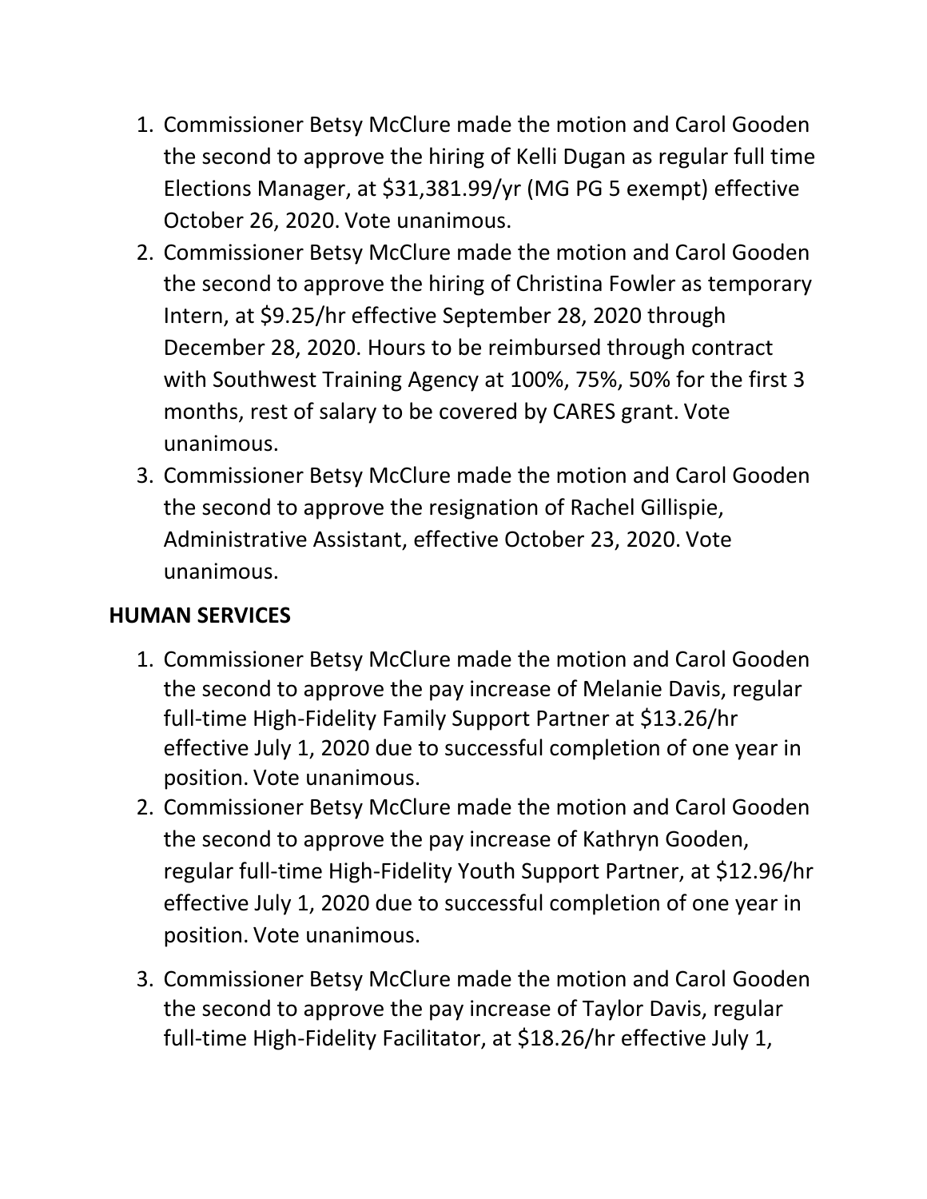1. Commissioner Betsy McClure made the motion and Carol Gooden the second to approve the hiring of Kelli Dugan as regular full time Elections Manager, at $31,381.99/yr (MG PG 5 exempt) effective October 26, 2020. Vote unanimous.
2. Commissioner Betsy McClure made the motion and Carol Gooden the second to approve the hiring of Christina Fowler as temporary Intern, at $9.25/hr effective September 28, 2020 through December 28, 2020. Hours to be reimbursed through contract with Southwest Training Agency at 100%, 75%, 50% for the first 3 months, rest of salary to be covered by CARES grant. Vote unanimous.
3. Commissioner Betsy McClure made the motion and Carol Gooden the second to approve the resignation of Rachel Gillispie, Administrative Assistant, effective October 23, 2020. Vote unanimous.

## HUMAN SERVICES

1. Commissioner Betsy McClure made the motion and Carol Gooden the second to approve the pay increase of Melanie Davis, regular full-time High-Fidelity Family Support Partner at $13.26/hr effective July 1, 2020 due to successful completion of one year in position. Vote unanimous.
2. Commissioner Betsy McClure made the motion and Carol Gooden the second to approve the pay increase of Kathryn Gooden, regular full-time High-Fidelity Youth Support Partner, at $12.96/hr effective July 1, 2020 due to successful completion of one year in position. Vote unanimous.
3. Commissioner Betsy McClure made the motion and Carol Gooden the second to approve the pay increase of Taylor Davis, regular full-time High-Fidelity Facilitator, at $18.26/hr effective July 1,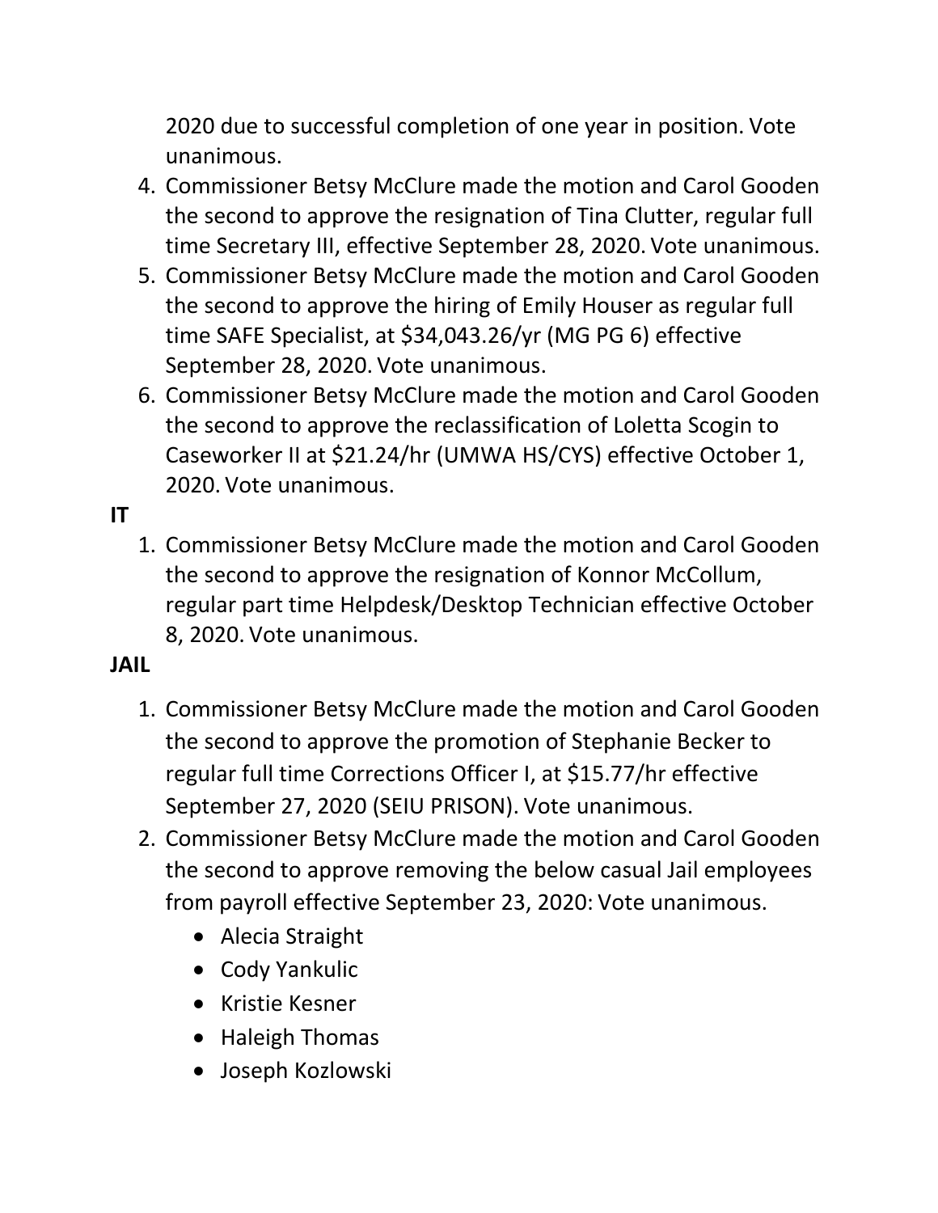2020 due to successful completion of one year in position. Vote unanimous.

4. Commissioner Betsy McClure made the motion and Carol Gooden the second to approve the resignation of Tina Clutter, regular full time Secretary III, effective September 28, 2020. Vote unanimous.
5. Commissioner Betsy McClure made the motion and Carol Gooden the second to approve the hiring of Emily Houser as regular full time SAFE Specialist, at $34,043.26/yr (MG PG 6) effective September 28, 2020. Vote unanimous.
6. Commissioner Betsy McClure made the motion and Carol Gooden the second to approve the reclassification of Loletta Scogin to Caseworker II at $21.24/hr (UMWA HS/CYS) effective October 1, 2020. Vote unanimous.

**IT**

1. Commissioner Betsy McClure made the motion and Carol Gooden the second to approve the resignation of Konnor McCollum, regular part time Helpdesk/Desktop Technician effective October 8, 2020. Vote unanimous.

**JAIL**

1. Commissioner Betsy McClure made the motion and Carol Gooden the second to approve the promotion of Stephanie Becker to regular full time Corrections Officer I, at $15.77/hr effective September 27, 2020 (SEIU PRISON). Vote unanimous.
2. Commissioner Betsy McClure made the motion and Carol Gooden the second to approve removing the below casual Jail employees from payroll effective September 23, 2020: Vote unanimous.
   - Alecia Straight
   - Cody Yankulic
   - Kristie Kesner
   - Haleigh Thomas
   - Joseph Kozlowski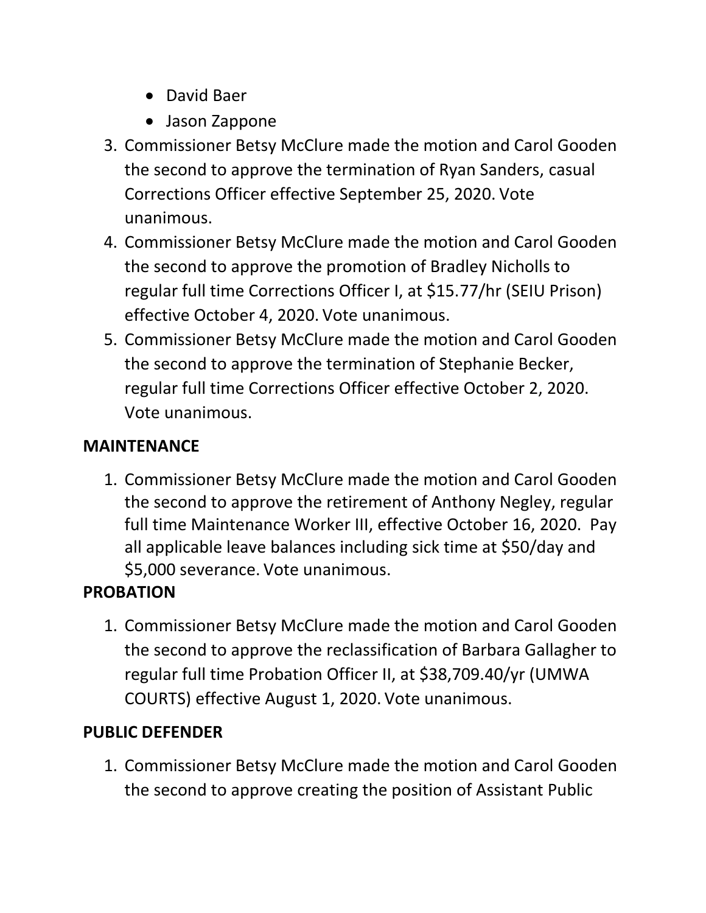- David Baer
- Jason Zappone

3. Commissioner Betsy McClure made the motion and Carol Gooden the second to approve the termination of Ryan Sanders, casual Corrections Officer effective September 25, 2020. Vote unanimous.
4. Commissioner Betsy McClure made the motion and Carol Gooden the second to approve the promotion of Bradley Nicholls to regular full time Corrections Officer I, at $15.77/hr (SEIU Prison) effective October 4, 2020. Vote unanimous.
5. Commissioner Betsy McClure made the motion and Carol Gooden the second to approve the termination of Stephanie Becker, regular full time Corrections Officer effective October 2, 2020. Vote unanimous.

**MAINTENANCE**

1. Commissioner Betsy McClure made the motion and Carol Gooden the second to approve the retirement of Anthony Negley, regular full time Maintenance Worker III, effective October 16, 2020. Pay all applicable leave balances including sick time at $50/day and $5,000 severance. Vote unanimous.

**PROBATION**

1. Commissioner Betsy McClure made the motion and Carol Gooden the second to approve the reclassification of Barbara Gallagher to regular full time Probation Officer II, at $38,709.40/yr (UMWA COURTS) effective August 1, 2020. Vote unanimous.

**PUBLIC DEFENDER**

1. Commissioner Betsy McClure made the motion and Carol Gooden the second to approve creating the position of Assistant Public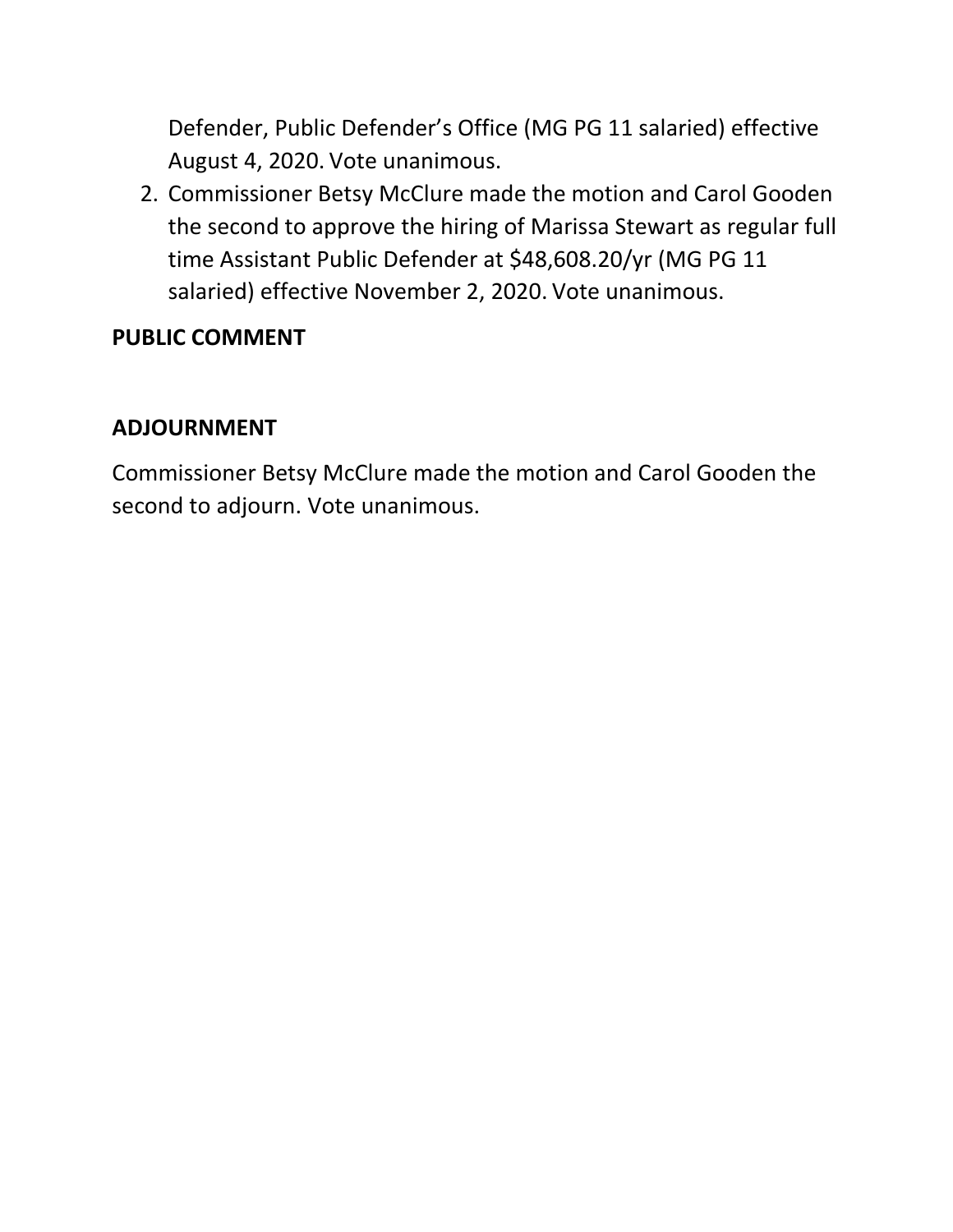Defender, Public Defender's Office (MG PG 11 salaried) effective August 4, 2020. Vote unanimous.

2. Commissioner Betsy McClure made the motion and Carol Gooden the second to approve the hiring of Marissa Stewart as regular full time Assistant Public Defender at $48,608.20/yr (MG PG 11 salaried) effective November 2, 2020. Vote unanimous.

**PUBLIC COMMENT**

**ADJOURNMENT**

Commissioner Betsy McClure made the motion and Carol Gooden the second to adjourn. Vote unanimous.